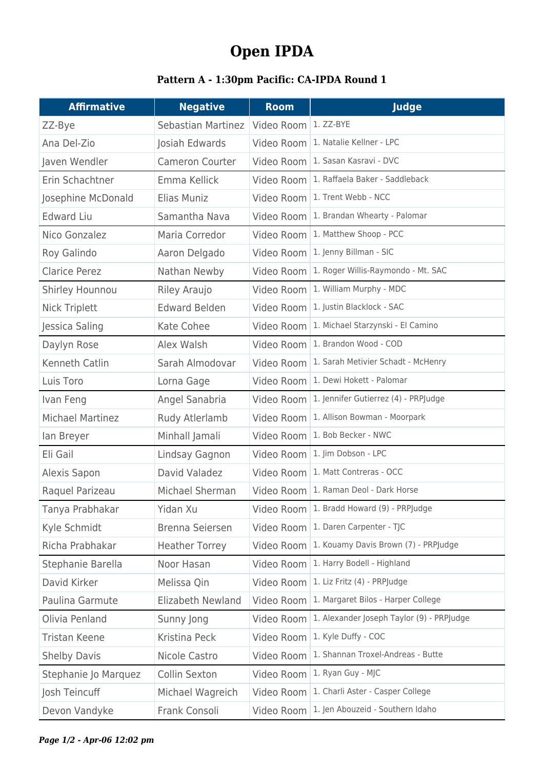# Open IPDA

### Pattern A - 1:30pm Pacific: CA-IPDA Round 1

| Affirmative | Negative | Room | Judge |
|---|---|---|---|
| ZZ-Bye | Sebastian Martinez | Video Room | 1. ZZ-BYE |
| Ana Del-Zio | Josiah Edwards | Video Room | 1. Natalie Kellner - LPC |
| Javen Wendler | Cameron Courter | Video Room | 1. Sasan Kasravi - DVC |
| Erin Schachtner | Emma Kellick | Video Room | 1. Raffaela Baker - Saddleback |
| Josephine McDonald | Elias Muniz | Video Room | 1. Trent Webb - NCC |
| Edward Liu | Samantha Nava | Video Room | 1. Brandan Whearty - Palomar |
| Nico Gonzalez | Maria Corredor | Video Room | 1. Matthew Shoop - PCC |
| Roy Galindo | Aaron Delgado | Video Room | 1. Jenny Billman - SIC |
| Clarice Perez | Nathan Newby | Video Room | 1. Roger Willis-Raymondo - Mt. SAC |
| Shirley Hounnou | Riley Araujo | Video Room | 1. William Murphy - MDC |
| Nick Triplett | Edward Belden | Video Room | 1. Justin Blacklock - SAC |
| Jessica Saling | Kate Cohee | Video Room | 1. Michael Starzynski - El Camino |
| Daylyn Rose | Alex Walsh | Video Room | 1. Brandon Wood - COD |
| Kenneth Catlin | Sarah Almodovar | Video Room | 1. Sarah Metivier Schadt - McHenry |
| Luis Toro | Lorna Gage | Video Room | 1. Dewi Hokett - Palomar |
| Ivan Feng | Angel Sanabria | Video Room | 1. Jennifer Gutierrez (4) - PRPJudge |
| Michael Martinez | Rudy Atlerlamb | Video Room | 1. Allison Bowman - Moorpark |
| Ian Breyer | Minhall Jamali | Video Room | 1. Bob Becker - NWC |
| Eli Gail | Lindsay Gagnon | Video Room | 1. Jim Dobson - LPC |
| Alexis Sapon | David Valadez | Video Room | 1. Matt Contreras - OCC |
| Raquel Parizeau | Michael Sherman | Video Room | 1. Raman Deol - Dark Horse |
| Tanya Prabhakar | Yidan Xu | Video Room | 1. Bradd Howard (9) - PRPJudge |
| Kyle Schmidt | Brenna Seiersen | Video Room | 1. Daren Carpenter - TJC |
| Richa Prabhakar | Heather Torrey | Video Room | 1. Kouamy Davis Brown (7) - PRPJudge |
| Stephanie Barella | Noor Hasan | Video Room | 1. Harry Bodell - Highland |
| David Kirker | Melissa Qin | Video Room | 1. Liz Fritz (4) - PRPJudge |
| Paulina Garmute | Elizabeth Newland | Video Room | 1. Margaret Bilos - Harper College |
| Olivia Penland | Sunny Jong | Video Room | 1. Alexander Joseph Taylor (9) - PRPJudge |
| Tristan Keene | Kristina Peck | Video Room | 1. Kyle Duffy - COC |
| Shelby Davis | Nicole Castro | Video Room | 1. Shannan Troxel-Andreas - Butte |
| Stephanie Jo Marquez | Collin Sexton | Video Room | 1. Ryan Guy - MJC |
| Josh Teincuff | Michael Wagreich | Video Room | 1. Charli Aster - Casper College |
| Devon Vandyke | Frank Consoli | Video Room | 1. Jen Abouzeid - Southern Idaho |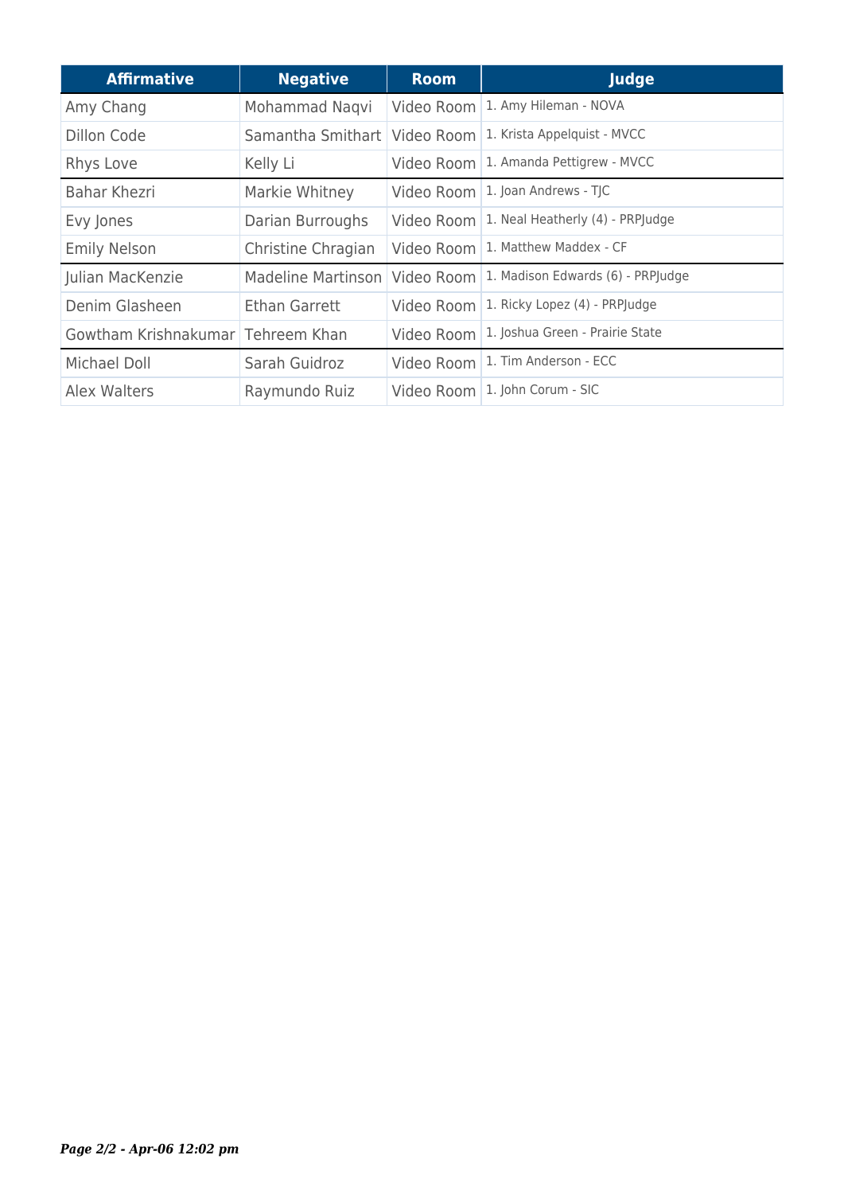| Affirmative | Negative | Room | Judge |
|---|---|---|---|
| Amy Chang | Mohammad Naqvi | Video Room | 1. Amy Hileman - NOVA |
| Dillon Code | Samantha Smithart | Video Room | 1. Krista Appelquist - MVCC |
| Rhys Love | Kelly Li | Video Room | 1. Amanda Pettigrew - MVCC |
| Bahar Khezri | Markie Whitney | Video Room | 1. Joan Andrews - TJC |
| Evy Jones | Darian Burroughs | Video Room | 1. Neal Heatherly (4) - PRPJudge |
| Emily Nelson | Christine Chragian | Video Room | 1. Matthew Maddex - CF |
| Julian MacKenzie | Madeline Martinson | Video Room | 1. Madison Edwards (6) - PRPJudge |
| Denim Glasheen | Ethan Garrett | Video Room | 1. Ricky Lopez (4) - PRPJudge |
| Gowtham Krishnakumar | Tehreem Khan | Video Room | 1. Joshua Green - Prairie State |
| Michael Doll | Sarah Guidroz | Video Room | 1. Tim Anderson - ECC |
| Alex Walters | Raymundo Ruiz | Video Room | 1. John Corum - SIC |